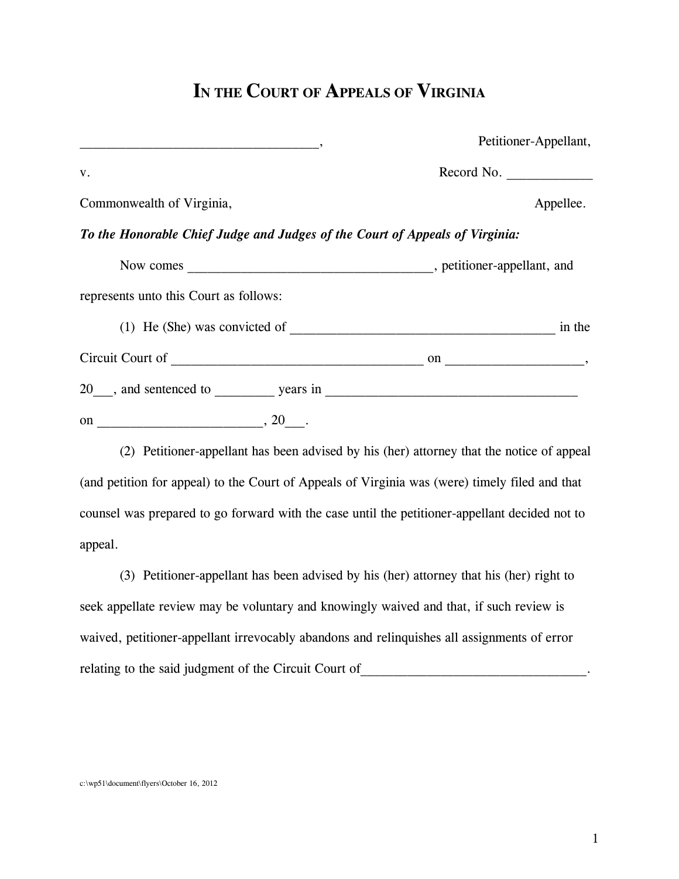# IN THE COURT OF APPEALS OF VIRGINIA

___________________________________, Petitioner-Appellant,

v. Record No. ____________

Commonwealth of Virginia, Appellee.

***To the Honorable Chief Judge and Judges of the Court of Appeals of Virginia:***

Now comes ___________________________________, petitioner-appellant, and represents unto this Court as follows:

(1) He (She) was convicted of _______________________________________ in the Circuit Court of _____________________________________ on ___________________, 20___, and sentenced to ________ years in _____________________________________ on _______________________, 20___.

(2) Petitioner-appellant has been advised by his (her) attorney that the notice of appeal (and petition for appeal) to the Court of Appeals of Virginia was (were) timely filed and that counsel was prepared to go forward with the case until the petitioner-appellant decided not to appeal.

(3) Petitioner-appellant has been advised by his (her) attorney that his (her) right to seek appellate review may be voluntary and knowingly waived and that, if such review is waived, petitioner-appellant irrevocably abandons and relinquishes all assignments of error relating to the said judgment of the Circuit Court of_________________________________.

c:\wp51\document\flyers\October 16, 2012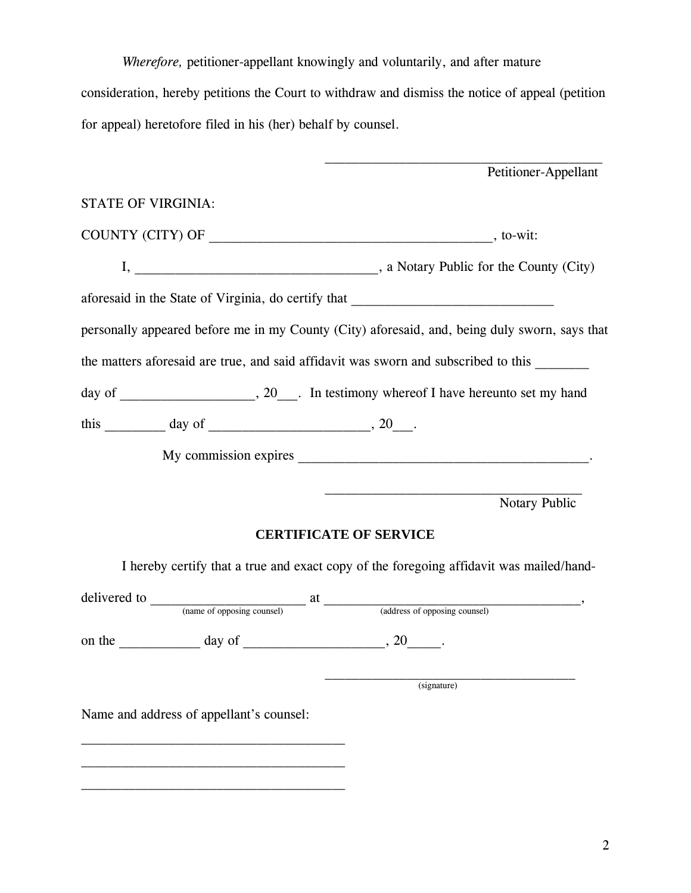*Wherefore,* petitioner-appellant knowingly and voluntarily, and after mature consideration, hereby petitions the Court to withdraw and dismiss the notice of appeal (petition for appeal) heretofore filed in his (her) behalf by counsel.

\_\_\_\_\_\_\_\_\_\_\_\_\_\_\_\_\_\_\_\_\_\_\_\_\_\_\_\_\_\_\_\_\_\_\_\_\_\_\_\_\_\_
Petitioner-Appellant

STATE OF VIRGINIA:

COUNTY (CITY) OF \_\_\_\_\_\_\_\_\_\_\_\_\_\_\_\_\_\_\_\_\_\_\_\_\_\_\_\_\_\_\_\_\_\_\_\_\_\_\_\_\_, to-wit:

I, \_\_\_\_\_\_\_\_\_\_\_\_\_\_\_\_\_\_\_\_\_\_\_\_\_\_\_\_\_\_\_\_\_\_\_\_, a Notary Public for the County (City) aforesaid in the State of Virginia, do certify that \_\_\_\_\_\_\_\_\_\_\_\_\_\_\_\_\_\_\_\_\_\_\_\_\_\_\_\_\_\_\_ personally appeared before me in my County (City) aforesaid, and, being duly sworn, says that the matters aforesaid are true, and said affidavit was sworn and subscribed to this \_\_\_\_\_\_\_\_ day of \_\_\_\_\_\_\_\_\_\_\_\_\_\_\_\_\_\_\_\_, 20\_\_\_. In testimony whereof I have hereunto set my hand this \_\_\_\_\_\_\_\_\_ day of \_\_\_\_\_\_\_\_\_\_\_\_\_\_\_\_\_\_\_\_\_\_\_\_, 20\_\_\_.

My commission expires \_\_\_\_\_\_\_\_\_\_\_\_\_\_\_\_\_\_\_\_\_\_\_\_\_\_\_\_\_\_\_\_\_\_\_\_\_\_\_\_\_\_\_\_.

\_\_\_\_\_\_\_\_\_\_\_\_\_\_\_\_\_\_\_\_\_\_\_\_\_\_\_\_\_\_\_\_\_\_\_\_\_\_\_
Notary Public

**CERTIFICATE OF SERVICE**

I hereby certify that a true and exact copy of the foregoing affidavit was mailed/hand-delivered to \_\_\_\_\_\_\_\_\_\_\_\_\_\_\_\_\_\_\_\_\_\_\_ (name of opposing counsel) at \_\_\_\_\_\_\_\_\_\_\_\_\_\_\_\_\_\_\_\_\_\_\_\_\_\_\_\_\_\_\_\_\_\_\_\_\_\_\_ (address of opposing counsel), on the \_\_\_\_\_\_\_\_\_\_\_\_ day of \_\_\_\_\_\_\_\_\_\_\_\_\_\_\_\_\_\_\_\_\_, 20\_\_\_\_\_.

\_\_\_\_\_\_\_\_\_\_\_\_\_\_\_\_\_\_\_\_\_\_\_\_\_\_\_\_\_\_\_\_\_\_\_\_\_\_\_
(signature)

Name and address of appellant's counsel:

\_\_\_\_\_\_\_\_\_\_\_\_\_\_\_\_\_\_\_\_\_\_\_\_\_\_\_\_\_\_\_\_\_\_\_\_\_\_\_\_

\_\_\_\_\_\_\_\_\_\_\_\_\_\_\_\_\_\_\_\_\_\_\_\_\_\_\_\_\_\_\_\_\_\_\_\_\_\_\_\_

\_\_\_\_\_\_\_\_\_\_\_\_\_\_\_\_\_\_\_\_\_\_\_\_\_\_\_\_\_\_\_\_\_\_\_\_\_\_\_\_